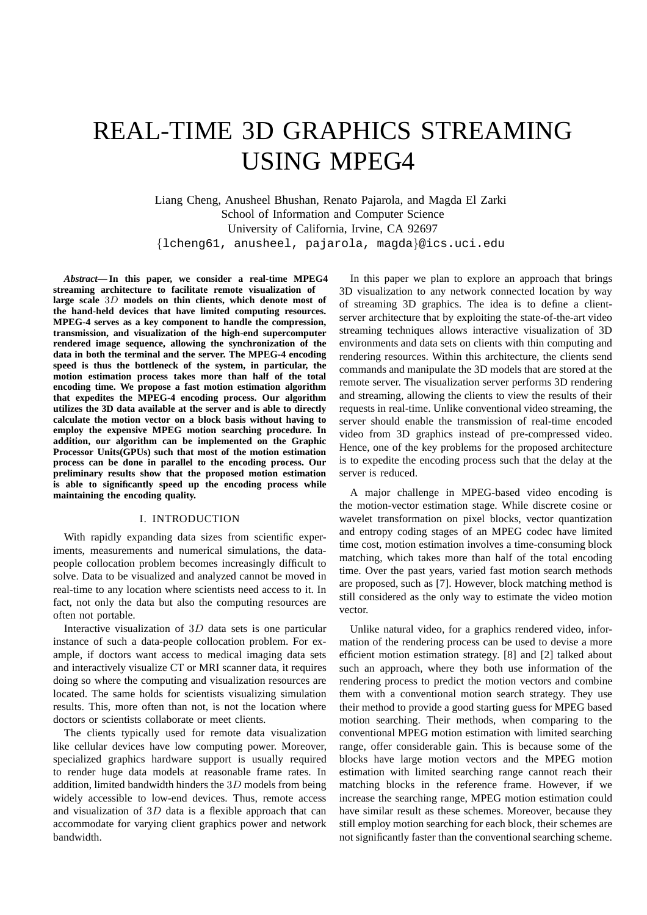# REAL-TIME 3D GRAPHICS STREAMING USING MPEG4

Liang Cheng, Anusheel Bhushan, Renato Pajarola, and Magda El Zarki
School of Information and Computer Science
University of California, Irvine, CA 92697
{lcheng61, anusheel, pajarola, magda}@ics.uci.edu

***Abstract*— In this paper, we consider a real-time MPEG4 streaming architecture to facilitate remote visualization of large scale $3D$ models on thin clients, which denote most of the hand-held devices that have limited computing resources. MPEG-4 serves as a key component to handle the compression, transmission, and visualization of the high-end supercomputer rendered image sequence, allowing the synchronization of the data in both the terminal and the server. The MPEG-4 encoding speed is thus the bottleneck of the system, in particular, the motion estimation process takes more than half of the total encoding time. We propose a fast motion estimation algorithm that expedites the MPEG-4 encoding process. Our algorithm utilizes the 3D data available at the server and is able to directly calculate the motion vector on a block basis without having to employ the expensive MPEG motion searching procedure. In addition, our algorithm can be implemented on the Graphic Processor Units(GPUs) such that most of the motion estimation process can be done in parallel to the encoding process. Our preliminary results show that the proposed motion estimation is able to significantly speed up the encoding process while maintaining the encoding quality.**

## I. INTRODUCTION

With rapidly expanding data sizes from scientific experiments, measurements and numerical simulations, the data-people collocation problem becomes increasingly difficult to solve. Data to be visualized and analyzed cannot be moved in real-time to any location where scientists need access to it. In fact, not only the data but also the computing resources are often not portable.

Interactive visualization of $3D$ data sets is one particular instance of such a data-people collocation problem. For example, if doctors want access to medical imaging data sets and interactively visualize CT or MRI scanner data, it requires doing so where the computing and visualization resources are located. The same holds for scientists visualizing simulation results. This, more often than not, is not the location where doctors or scientists collaborate or meet clients.

The clients typically used for remote data visualization like cellular devices have low computing power. Moreover, specialized graphics hardware support is usually required to render huge data models at reasonable frame rates. In addition, limited bandwidth hinders the $3D$ models from being widely accessible to low-end devices. Thus, remote access and visualization of $3D$ data is a flexible approach that can accommodate for varying client graphics power and network bandwidth.

In this paper we plan to explore an approach that brings 3D visualization to any network connected location by way of streaming 3D graphics. The idea is to define a client-server architecture that by exploiting the state-of-the-art video streaming techniques allows interactive visualization of 3D environments and data sets on clients with thin computing and rendering resources. Within this architecture, the clients send commands and manipulate the 3D models that are stored at the remote server. The visualization server performs 3D rendering and streaming, allowing the clients to view the results of their requests in real-time. Unlike conventional video streaming, the server should enable the transmission of real-time encoded video from 3D graphics instead of pre-compressed video. Hence, one of the key problems for the proposed architecture is to expedite the encoding process such that the delay at the server is reduced.

A major challenge in MPEG-based video encoding is the motion-vector estimation stage. While discrete cosine or wavelet transformation on pixel blocks, vector quantization and entropy coding stages of an MPEG codec have limited time cost, motion estimation involves a time-consuming block matching, which takes more than half of the total encoding time. Over the past years, varied fast motion search methods are proposed, such as [7]. However, block matching method is still considered as the only way to estimate the video motion vector.

Unlike natural video, for a graphics rendered video, information of the rendering process can be used to devise a more efficient motion estimation strategy. [8] and [2] talked about such an approach, where they both use information of the rendering process to predict the motion vectors and combine them with a conventional motion search strategy. They use their method to provide a good starting guess for MPEG based motion searching. Their methods, when comparing to the conventional MPEG motion estimation with limited searching range, offer considerable gain. This is because some of the blocks have large motion vectors and the MPEG motion estimation with limited searching range cannot reach their matching blocks in the reference frame. However, if we increase the searching range, MPEG motion estimation could have similar result as these schemes. Moreover, because they still employ motion searching for each block, their schemes are not significantly faster than the conventional searching scheme.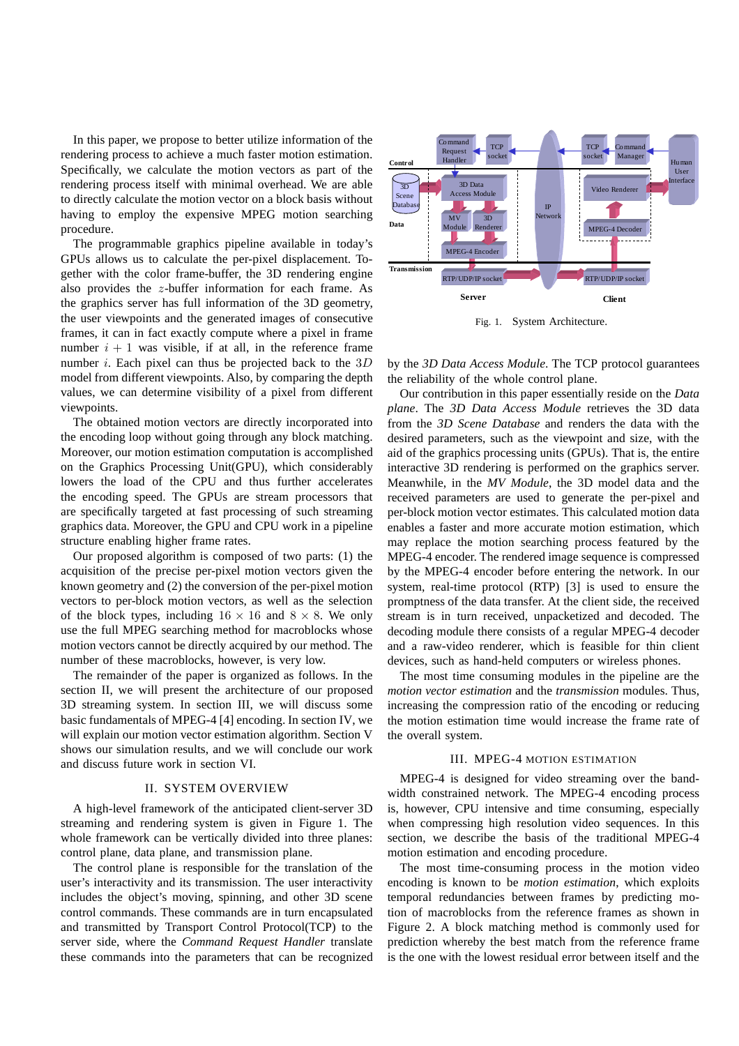In this paper, we propose to better utilize information of the rendering process to achieve a much faster motion estimation. Specifically, we calculate the motion vectors as part of the rendering process itself with minimal overhead. We are able to directly calculate the motion vector on a block basis without having to employ the expensive MPEG motion searching procedure.

The programmable graphics pipeline available in today's GPUs allows us to calculate the per-pixel displacement. Together with the color frame-buffer, the 3D rendering engine also provides the $z$-buffer information for each frame. As the graphics server has full information of the 3D geometry, the user viewpoints and the generated images of consecutive frames, it can in fact exactly compute where a pixel in frame number $i+1$ was visible, if at all, in the reference frame number $i$. Each pixel can thus be projected back to the $3D$ model from different viewpoints. Also, by comparing the depth values, we can determine visibility of a pixel from different viewpoints.

The obtained motion vectors are directly incorporated into the encoding loop without going through any block matching. Moreover, our motion estimation computation is accomplished on the Graphics Processing Unit(GPU), which considerably lowers the load of the CPU and thus further accelerates the encoding speed. The GPUs are stream processors that are specifically targeted at fast processing of such streaming graphics data. Moreover, the GPU and CPU work in a pipeline structure enabling higher frame rates.

Our proposed algorithm is composed of two parts: (1) the acquisition of the precise per-pixel motion vectors given the known geometry and (2) the conversion of the per-pixel motion vectors to per-block motion vectors, as well as the selection of the block types, including $16 \times 16$ and $8 \times 8$. We only use the full MPEG searching method for macroblocks whose motion vectors cannot be directly acquired by our method. The number of these macroblocks, however, is very low.

The remainder of the paper is organized as follows. In the section II, we will present the architecture of our proposed 3D streaming system. In section III, we will discuss some basic fundamentals of MPEG-4 [4] encoding. In section IV, we will explain our motion vector estimation algorithm. Section V shows our simulation results, and we will conclude our work and discuss future work in section VI.

## II. System Overview

A high-level framework of the anticipated client-server 3D streaming and rendering system is given in Figure 1. The whole framework can be vertically divided into three planes: control plane, data plane, and transmission plane.

The control plane is responsible for the translation of the user's interactivity and its transmission. The user interactivity includes the object's moving, spinning, and other 3D scene control commands. These commands are in turn encapsulated and transmitted by Transport Control Protocol(TCP) to the server side, where the *Command Request Handler* translate these commands into the parameters that can be recognized by the *3D Data Access Module*. The TCP protocol guarantees the reliability of the whole control plane.

Fig. 1. System Architecture.

Our contribution in this paper essentially reside on the *Data plane*. The *3D Data Access Module* retrieves the 3D data from the *3D Scene Database* and renders the data with the desired parameters, such as the viewpoint and size, with the aid of the graphics processing units (GPUs). That is, the entire interactive 3D rendering is performed on the graphics server. Meanwhile, in the *MV Module*, the 3D model data and the received parameters are used to generate the per-pixel and per-block motion vector estimates. This calculated motion data enables a faster and more accurate motion estimation, which may replace the motion searching process featured by the MPEG-4 encoder. The rendered image sequence is compressed by the MPEG-4 encoder before entering the network. In our system, real-time protocol (RTP) [3] is used to ensure the promptness of the data transfer. At the client side, the received stream is in turn received, unpacketized and decoded. The decoding module there consists of a regular MPEG-4 decoder and a raw-video renderer, which is feasible for thin client devices, such as hand-held computers or wireless phones.

The most time consuming modules in the pipeline are the *motion vector estimation* and the *transmission* modules. Thus, increasing the compression ratio of the encoding or reducing the motion estimation time would increase the frame rate of the overall system.

## III. MPEG-4 Motion Estimation

MPEG-4 is designed for video streaming over the bandwidth constrained network. The MPEG-4 encoding process is, however, CPU intensive and time consuming, especially when compressing high resolution video sequences. In this section, we describe the basis of the traditional MPEG-4 motion estimation and encoding procedure.

The most time-consuming process in the motion video encoding is known to be *motion estimation*, which exploits temporal redundancies between frames by predicting motion of macroblocks from the reference frames as shown in Figure 2. A block matching method is commonly used for prediction whereby the best match from the reference frame is the one with the lowest residual error between itself and the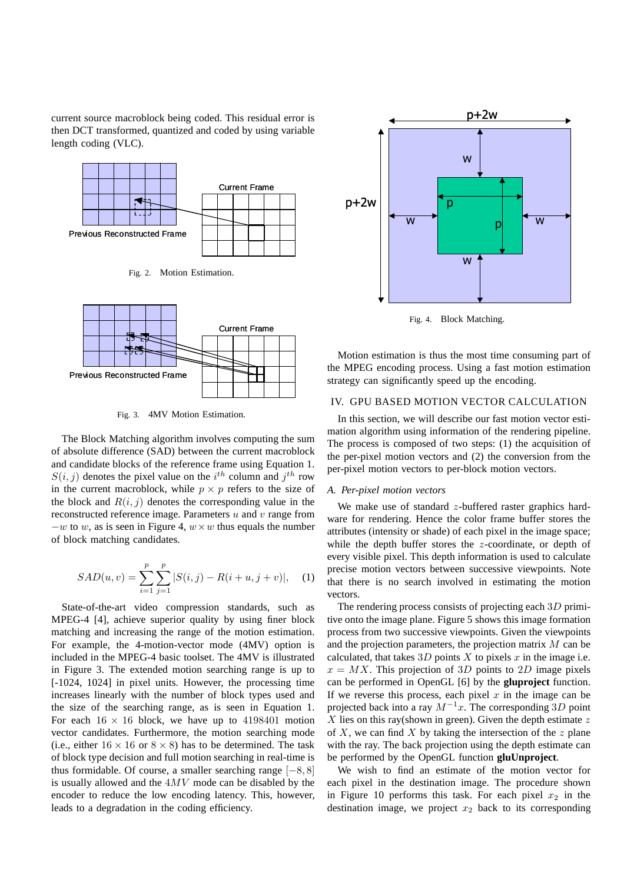current source macroblock being coded. This residual error is then DCT transformed, quantized and coded by using variable length coding (VLC).

Fig. 2. Motion Estimation.

Fig. 3. 4MV Motion Estimation.

The Block Matching algorithm involves computing the sum of absolute difference (SAD) between the current macroblock and candidate blocks of the reference frame using Equation 1. $S(i, j)$ denotes the pixel value on the $i^{th}$ column and $j^{th}$ row in the current macroblock, while $p \times p$ refers to the size of the block and $R(i, j)$ denotes the corresponding value in the reconstructed reference image. Parameters $u$ and $v$ range from $-w$ to $w$, as is seen in Figure 4, $w \times w$ thus equals the number of block matching candidates.

$$SAD(u, v) = \sum_{i=1}^{p} \sum_{j=1}^{p} |S(i, j) - R(i + u, j + v)|, \quad (1)$$

State-of-the-art video compression standards, such as MPEG-4 [4], achieve superior quality by using finer block matching and increasing the range of the motion estimation. For example, the 4-motion-vector mode (4MV) option is included in the MPEG-4 basic toolset. The 4MV is illustrated in Figure 3. The extended motion searching range is up to [-1024, 1024] in pixel units. However, the processing time increases linearly with the number of block types used and the size of the searching range, as is seen in Equation 1. For each $16 \times 16$ block, we have up to 4198401 motion vector candidates. Furthermore, the motion searching mode (i.e., either $16 \times 16$ or $8 \times 8$) has to be determined. The task of block type decision and full motion searching in real-time is thus formidable. Of course, a smaller searching range $[-8, 8]$ is usually allowed and the $4MV$ mode can be disabled by the encoder to reduce the low encoding latency. This, however, leads to a degradation in the coding efficiency.

Fig. 4. Block Matching.

Motion estimation is thus the most time consuming part of the MPEG encoding process. Using a fast motion estimation strategy can significantly speed up the encoding.

## IV. GPU Based Motion Vector Calculation

In this section, we will describe our fast motion vector estimation algorithm using information of the rendering pipeline. The process is composed of two steps: (1) the acquisition of the per-pixel motion vectors and (2) the conversion from the per-pixel motion vectors to per-block motion vectors.

### A. Per-pixel motion vectors

We make use of standard $z$-buffered raster graphics hardware for rendering. Hence the color frame buffer stores the attributes (intensity or shade) of each pixel in the image space; while the depth buffer stores the $z$-coordinate, or depth of every visible pixel. This depth information is used to calculate precise motion vectors between successive viewpoints. Note that there is no search involved in estimating the motion vectors.

The rendering process consists of projecting each $3D$ primitive onto the image plane. Figure 5 shows this image formation process from two successive viewpoints. Given the viewpoints and the projection parameters, the projection matrix $M$ can be calculated, that takes $3D$ points $X$ to pixels $x$ in the image i.e. $x = MX$. This projection of $3D$ points to $2D$ image pixels can be performed in OpenGL [6] by the **gluproject** function. If we reverse this process, each pixel $x$ in the image can be projected back into a ray $M^{-1}x$. The corresponding $3D$ point $X$ lies on this ray(shown in green). Given the depth estimate $z$ of $X$, we can find $X$ by taking the intersection of the $z$ plane with the ray. The back projection using the depth estimate can be performed by the OpenGL function **gluUnproject**.

We wish to find an estimate of the motion vector for each pixel in the destination image. The procedure shown in Figure 10 performs this task. For each pixel $x_2$ in the destination image, we project $x_2$ back to its corresponding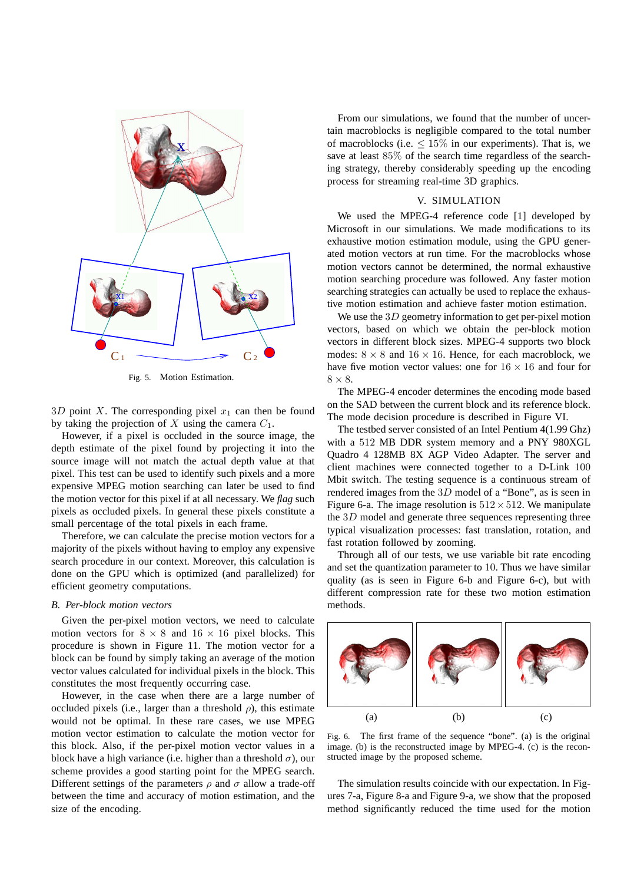Fig. 5. Motion Estimation.

$3D$ point $X$. The corresponding pixel $x_1$ can then be found by taking the projection of $X$ using the camera $C_1$.

However, if a pixel is occluded in the source image, the depth estimate of the pixel found by projecting it into the source image will not match the actual depth value at that pixel. This test can be used to identify such pixels and a more expensive MPEG motion searching can later be used to find the motion vector for this pixel if at all necessary. We *flag* such pixels as occluded pixels. In general these pixels constitute a small percentage of the total pixels in each frame.

Therefore, we can calculate the precise motion vectors for a majority of the pixels without having to employ any expensive search procedure in our context. Moreover, this calculation is done on the GPU which is optimized (and parallelized) for efficient geometry computations.

### *B. Per-block motion vectors*

Given the per-pixel motion vectors, we need to calculate motion vectors for $8 \times 8$ and $16 \times 16$ pixel blocks. This procedure is shown in Figure 11. The motion vector for a block can be found by simply taking an average of the motion vector values calculated for individual pixels in the block. This constitutes the most frequently occurring case.

However, in the case when there are a large number of occluded pixels (i.e., larger than a threshold $\rho$), this estimate would not be optimal. In these rare cases, we use MPEG motion vector estimation to calculate the motion vector for this block. Also, if the per-pixel motion vector values in a block have a high variance (i.e. higher than a threshold $\sigma$), our scheme provides a good starting point for the MPEG search. Different settings of the parameters $\rho$ and $\sigma$ allow a trade-off between the time and accuracy of motion estimation, and the size of the encoding.

From our simulations, we found that the number of uncertain macroblocks is negligible compared to the total number of macroblocks (i.e. $\leq 15\%$ in our experiments). That is, we save at least $85\%$ of the search time regardless of the searching strategy, thereby considerably speeding up the encoding process for streaming real-time 3D graphics.

## V. SIMULATION

We used the MPEG-4 reference code [1] developed by Microsoft in our simulations. We made modifications to its exhaustive motion estimation module, using the GPU generated motion vectors at run time. For the macroblocks whose motion vectors cannot be determined, the normal exhaustive motion searching procedure was followed. Any faster motion searching strategies can actually be used to replace the exhaustive motion estimation and achieve faster motion estimation.

We use the $3D$ geometry information to get per-pixel motion vectors, based on which we obtain the per-block motion vectors in different block sizes. MPEG-4 supports two block modes: $8 \times 8$ and $16 \times 16$. Hence, for each macroblock, we have five motion vector values: one for $16 \times 16$ and four for $8 \times 8$.

The MPEG-4 encoder determines the encoding mode based on the SAD between the current block and its reference block. The mode decision procedure is described in Figure VI.

The testbed server consisted of an Intel Pentium 4(1.99 Ghz) with a 512 MB DDR system memory and a PNY 980XGL Quadro 4 128MB 8X AGP Video Adapter. The server and client machines were connected together to a D-Link 100 Mbit switch. The testing sequence is a continuous stream of rendered images from the $3D$ model of a "Bone", as is seen in Figure 6-a. The image resolution is $512 \times 512$. We manipulate the $3D$ model and generate three sequences representing three typical visualization processes: fast translation, rotation, and fast rotation followed by zooming.

Through all of our tests, we use variable bit rate encoding and set the quantization parameter to 10. Thus we have similar quality (as is seen in Figure 6-b and Figure 6-c), but with different compression rate for these two motion estimation methods.

(a) (b) (c)

Fig. 6. The first frame of the sequence "bone". (a) is the original image. (b) is the reconstructed image by MPEG-4. (c) is the reconstructed image by the proposed scheme.

The simulation results coincide with our expectation. In Figures 7-a, Figure 8-a and Figure 9-a, we show that the proposed method significantly reduced the time used for the motion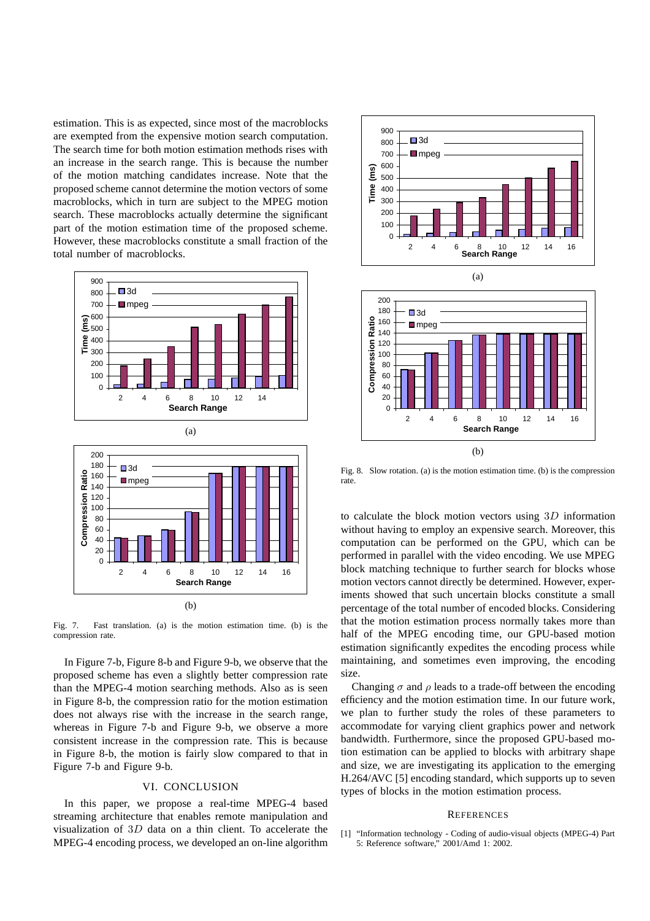estimation. This is as expected, since most of the macroblocks are exempted from the expensive motion search computation. The search time for both motion estimation methods rises with an increase in the search range. This is because the number of the motion matching candidates increase. Note that the proposed scheme cannot determine the motion vectors of some macroblocks, which in turn are subject to the MPEG motion search. These macroblocks actually determine the significant part of the motion estimation time of the proposed scheme. However, these macroblocks constitute a small fraction of the total number of macroblocks.

(a)

(b)

Fig. 7. Fast translation. (a) is the motion estimation time. (b) is the compression rate.

In Figure 7-b, Figure 8-b and Figure 9-b, we observe that the proposed scheme has even a slightly better compression rate than the MPEG-4 motion searching methods. Also as is seen in Figure 8-b, the compression ratio for the motion estimation does not always rise with the increase in the search range, whereas in Figure 7-b and Figure 9-b, we observe a more consistent increase in the compression rate. This is because in Figure 8-b, the motion is fairly slow compared to that in Figure 7-b and Figure 9-b.

## VI. CONCLUSION

In this paper, we propose a real-time MPEG-4 based streaming architecture that enables remote manipulation and visualization of $3D$ data on a thin client. To accelerate the MPEG-4 encoding process, we developed an on-line algorithm to calculate the block motion vectors using $3D$ information without having to employ an expensive search. Moreover, this computation can be performed on the GPU, which can be performed in parallel with the video encoding. We use MPEG block matching technique to further search for blocks whose motion vectors cannot directly be determined. However, experiments showed that such uncertain blocks constitute a small percentage of the total number of encoded blocks. Considering that the motion estimation process normally takes more than half of the MPEG encoding time, our GPU-based motion estimation significantly expedites the encoding process while maintaining, and sometimes even improving, the encoding size.

(a)

(b)

Fig. 8. Slow rotation. (a) is the motion estimation time. (b) is the compression rate.

Changing $\sigma$ and $\rho$ leads to a trade-off between the encoding efficiency and the motion estimation time. In our future work, we plan to further study the roles of these parameters to accommodate for varying client graphics power and network bandwidth. Furthermore, since the proposed GPU-based motion estimation can be applied to blocks with arbitrary shape and size, we are investigating its application to the emerging H.264/AVC [5] encoding standard, which supports up to seven types of blocks in the motion estimation process.

## REFERENCES

[1] "Information technology - Coding of audio-visual objects (MPEG-4) Part 5: Reference software," 2001/Amd 1: 2002.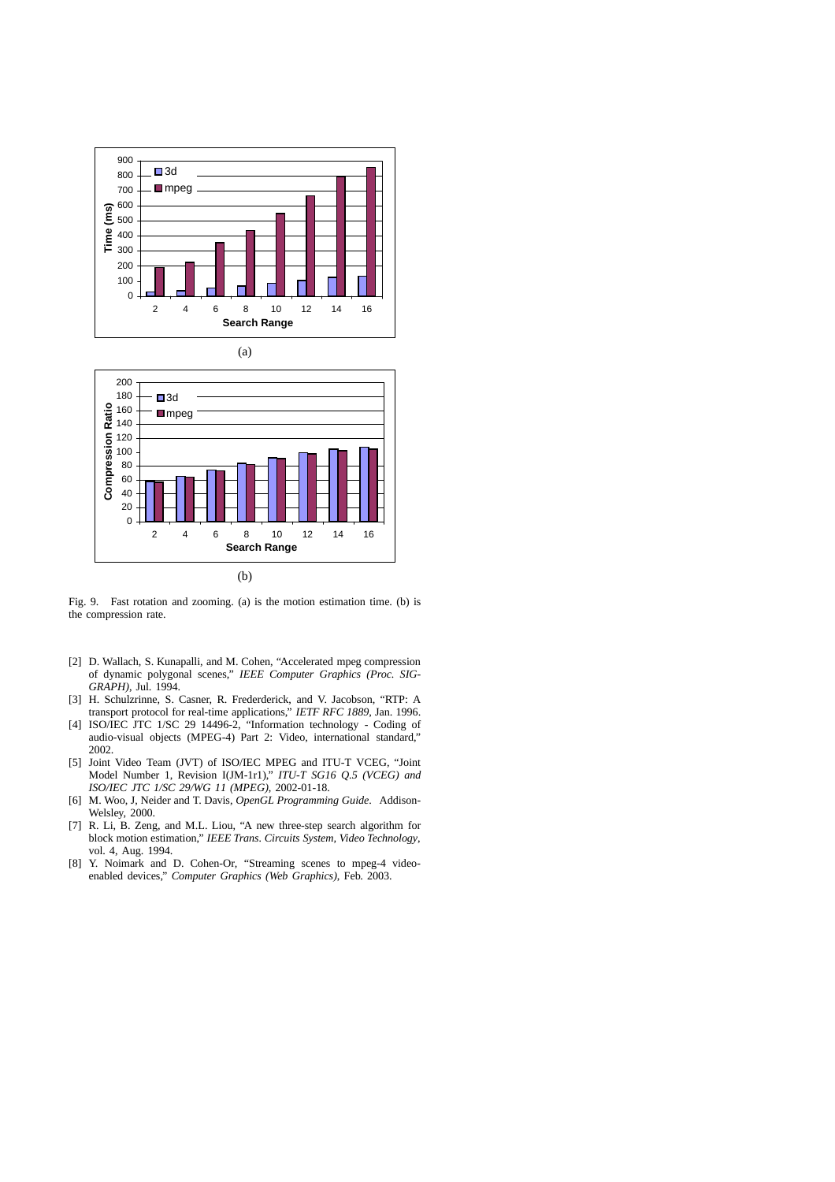(a)

(b)

Fig. 9. Fast rotation and zooming. (a) is the motion estimation time. (b) is the compression rate.

[2] D. Wallach, S. Kunapalli, and M. Cohen, "Accelerated mpeg compression of dynamic polygonal scenes," *IEEE Computer Graphics (Proc. SIGGRAPH)*, Jul. 1994.

[3] H. Schulzrinne, S. Casner, R. Frederderick, and V. Jacobson, "RTP: A transport protocol for real-time applications," *IETF RFC 1889*, Jan. 1996.

[4] ISO/IEC JTC 1/SC 29 14496-2, "Information technology - Coding of audio-visual objects (MPEG-4) Part 2: Video, international standard," 2002.

[5] Joint Video Team (JVT) of ISO/IEC MPEG and ITU-T VCEG, "Joint Model Number 1, Revision 1(JM-1r1)," *ITU-T SG16 Q.5 (VCEG) and ISO/IEC JTC 1/SC 29/WG 11 (MPEG)*, 2002-01-18.

[6] M. Woo, J, Neider and T. Davis, *OpenGL Programming Guide*. Addison-Welsley, 2000.

[7] R. Li, B. Zeng, and M.L. Liou, "A new three-step search algorithm for block motion estimation," *IEEE Trans. Circuits System, Video Technology*, vol. 4, Aug. 1994.

[8] Y. Noimark and D. Cohen-Or, "Streaming scenes to mpeg-4 video-enabled devices," *Computer Graphics (Web Graphics)*, Feb. 2003.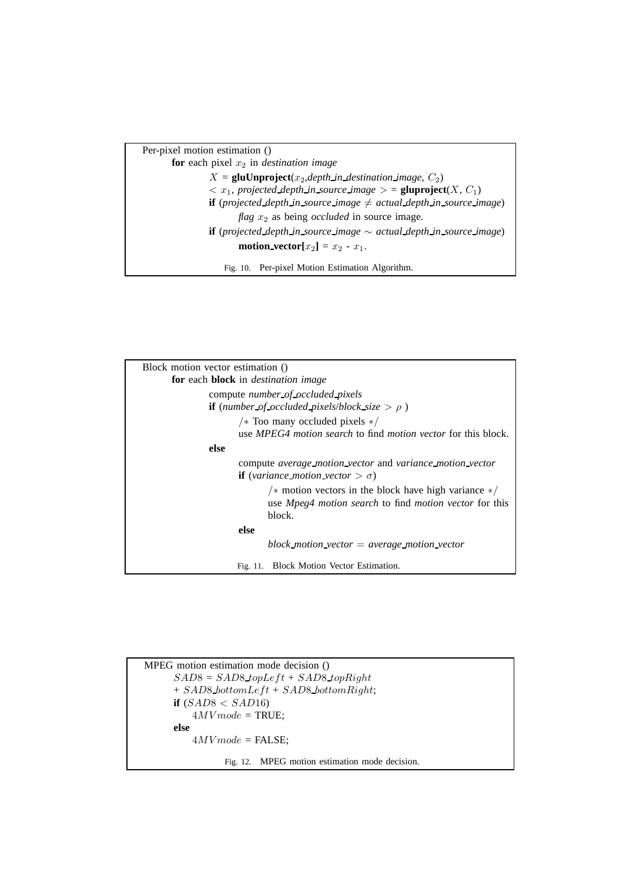```
Per-pixel motion estimation ()
    for each pixel x_2 in destination image
        X = gluUnproject(x_2, depth_in_destination_image, C_2)
        < x_1, projected_depth_in_source_image > = gluproject(X, C_1)
        if (projected_depth_in_source_image ≠ actual_depth_in_source_image)
            flag x_2 as being occluded in source image.
        if (projected_depth_in_source_image ~ actual_depth_in_source_image)
            motion_vector[x_2] = x_2 - x_1.
```

Fig. 10. Per-pixel Motion Estimation Algorithm.

```
Block motion vector estimation ()
    for each block in destination image
        compute number_of_occluded_pixels
        if (number_of_occluded_pixels/block_size > ρ )
            /* Too many occluded pixels */
            use MPEG4 motion search to find motion vector for this block.
        else
            compute average_motion_vector and variance_motion_vector
            if (variance_motion_vector > σ)
                /* motion vectors in the block have high variance */
                use Mpeg4 motion search to find motion vector for this block.
            else
                block_motion_vector = average_motion_vector
```

Fig. 11. Block Motion Vector Estimation.

```
MPEG motion estimation mode decision ()
    SAD8 = SAD8_topLeft + SAD8_topRight
    + SAD8_bottomLeft + SAD8_bottomRight;
    if (SAD8 < SAD16)
        4MVmode = TRUE;
    else
        4MVmode = FALSE;
```

Fig. 12. MPEG motion estimation mode decision.